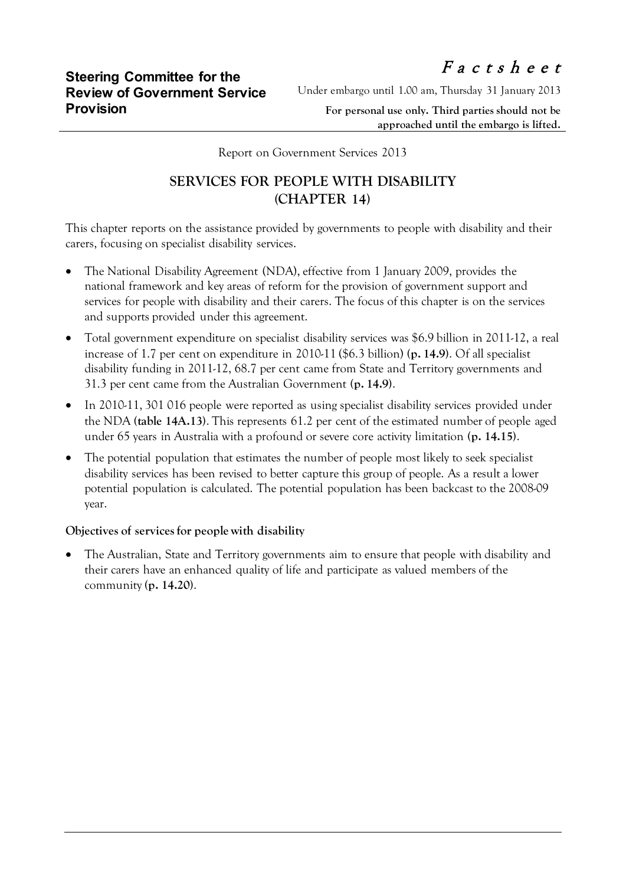**Steering Committee for the Review of Government Service Provision**

*Factsheet*

Under embargo until 1.00 am, Thursday 31 January 2013

**For personal use only. Third parties should not be approached until the embargo is lifted.**

Report on Government Services 2013

# SERVICES FOR PEOPLE WITH DISABILITY (CHAPTER 14)

This chapter reports on the assistance provided by governments to people with disability and their carers, focusing on specialist disability services.

- The National Disability Agreement (NDA), effective from 1 January 2009, provides the national framework and key areas of reform for the provision of government support and services for people with disability and their carers. The focus of this chapter is on the services and supports provided under this agreement.
- Total government expenditure on specialist disability services was $6.9 billion in 2011-12, a real increase of 1.7 per cent on expenditure in 2010-11 ($6.3 billion) **(p. 14.9)**. Of all specialist disability funding in 2011-12, 68.7 per cent came from State and Territory governments and 31.3 per cent came from the Australian Government **(p. 14.9)**.
- In 2010-11, 301 016 people were reported as using specialist disability services provided under the NDA **(table 14A.13)**. This represents 61.2 per cent of the estimated number of people aged under 65 years in Australia with a profound or severe core activity limitation **(p. 14.15)**.
- The potential population that estimates the number of people most likely to seek specialist disability services has been revised to better capture this group of people. As a result a lower potential population is calculated. The potential population has been backcast to the 2008-09 year.

**Objectives of services for people with disability**

- The Australian, State and Territory governments aim to ensure that people with disability and their carers have an enhanced quality of life and participate as valued members of the community **(p. 14.20)**.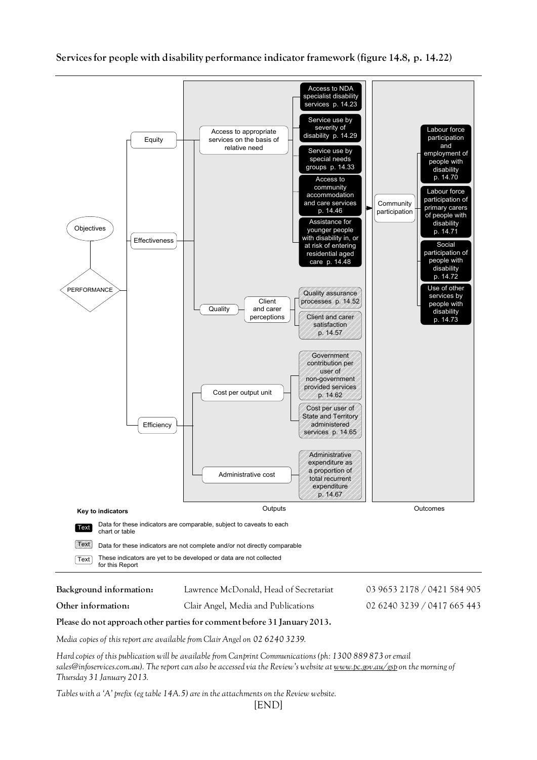**Services for people with disability performance indicator framework (figure 14.8, p. 14.22)**

PERFORMANCE

Objectives

Equity

Access to appropriate services on the basis of relative need

Access to NDA specialist disability services p. 14.23

Service use by severity of disability p. 14.29

Service use by special needs groups p. 14.33

Effectiveness

Access to community accommodation and care services p. 14.46

Assistance for younger people with disability in, or at risk of entering residential aged care p. 14.48

Quality

Client and carer perceptions

Quality assurance processes p. 14.52

Client and carer satisfaction p. 14.57

Efficiency

Cost per output unit

Government contribution per user of non-government provided services p. 14.62

Cost per user of State and Territory administered services p. 14.65

Administrative cost

Administrative expenditure as a proportion of total recurrent expenditure p. 14.67

Outputs

Community participation

Labour force participation and employment of people with disability p. 14.70

Labour force participation of primary carers of people with disability p. 14.71

Social participation of people with disability p. 14.72

Use of other services by people with disability p. 14.73

Outcomes

**Key to indicators**

Text — Data for these indicators are comparable, subject to caveats to each chart or table

Text — Data for these indicators are not complete and/or not directly comparable

Text — These indicators are yet to be developed or data are not collected for this Report

| | | |
|---|---|---|
| **Background information:** | Lawrence McDonald, Head of Secretariat | 03 9653 2178 / 0421 584 905 |
| **Other information:** | Clair Angel, Media and Publications | 02 6240 3239 / 0417 665 443 |

**Please do not approach other parties for comment before 31 January 2013.**

*Media copies of this report are available from Clair Angel on 02 6240 3239.*

*Hard copies of this publication will be available from Canprint Communications (ph: 1300 889 873 or email sales@infoservices.com.au). The report can also be accessed via the Review's website at www.pc.gov.au/gsp on the morning of Thursday 31 January 2013.*

*Tables with a 'A' prefix (eg table 14A.5) are in the attachments on the Review website.*

[END]